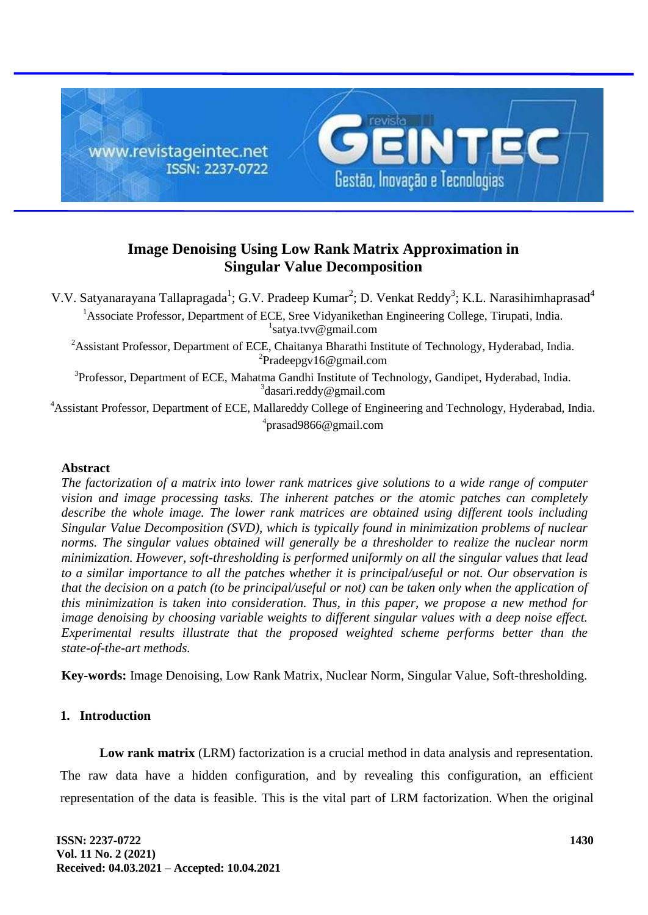# Image Denoising Using Low Rank Matrix Approximation in Singular Value Decomposition

V.V. Satyanarayana Tallapragada[1]; G.V. Pradeep Kumar[2]; D. Venkat Reddy[3]; K.L. Narasihimhaprasad[4]

[1]Associate Professor, Department of ECE, Sree Vidyanikethan Engineering College, Tirupati, India.
[1]satya.tvv@gmail.com

[2]Assistant Professor, Department of ECE, Chaitanya Bharathi Institute of Technology, Hyderabad, India.
[2]Pradeepgv16@gmail.com

[3]Professor, Department of ECE, Mahatma Gandhi Institute of Technology, Gandipet, Hyderabad, India.
[3]dasari.reddy@gmail.com

[4]Assistant Professor, Department of ECE, Mallareddy College of Engineering and Technology, Hyderabad, India.
[4]prasad9866@gmail.com

## Abstract

*The factorization of a matrix into lower rank matrices give solutions to a wide range of computer vision and image processing tasks. The inherent patches or the atomic patches can completely describe the whole image. The lower rank matrices are obtained using different tools including Singular Value Decomposition (SVD), which is typically found in minimization problems of nuclear norms. The singular values obtained will generally be a thresholder to realize the nuclear norm minimization. However, soft-thresholding is performed uniformly on all the singular values that lead to a similar importance to all the patches whether it is principal/useful or not. Our observation is that the decision on a patch (to be principal/useful or not) can be taken only when the application of this minimization is taken into consideration. Thus, in this paper, we propose a new method for image denoising by choosing variable weights to different singular values with a deep noise effect. Experimental results illustrate that the proposed weighted scheme performs better than the state-of-the-art methods.*

**Key-words:** Image Denoising, Low Rank Matrix, Nuclear Norm, Singular Value, Soft-thresholding.

## 1. Introduction

**Low rank matrix** (LRM) factorization is a crucial method in data analysis and representation. The raw data have a hidden configuration, and by revealing this configuration, an efficient representation of the data is feasible. This is the vital part of LRM factorization. When the original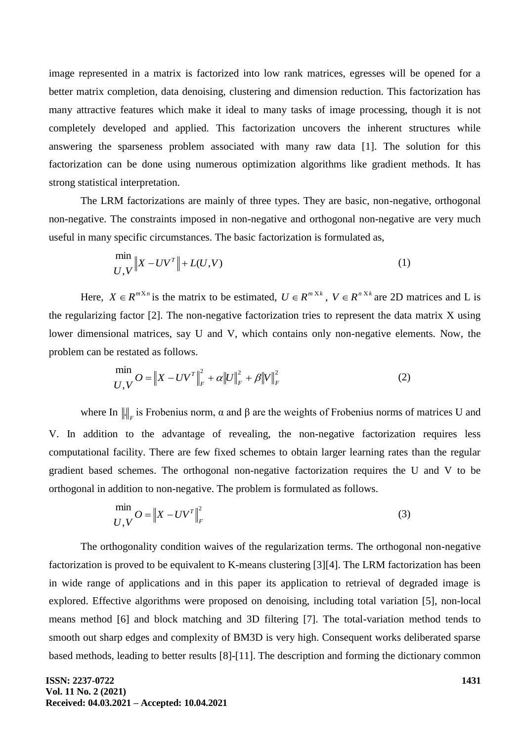image represented in a matrix is factorized into low rank matrices, egresses will be opened for a better matrix completion, data denoising, clustering and dimension reduction. This factorization has many attractive features which make it ideal to many tasks of image processing, though it is not completely developed and applied. This factorization uncovers the inherent structures while answering the sparseness problem associated with many raw data [1]. The solution for this factorization can be done using numerous optimization algorithms like gradient methods. It has strong statistical interpretation.

The LRM factorizations are mainly of three types. They are basic, non-negative, orthogonal non-negative. The constraints imposed in non-negative and orthogonal non-negative are very much useful in many specific circumstances. The basic factorization is formulated as,

$$\min_{U,V} \left\| X - UV^T \right\| + L(U,V) \tag{1}$$

Here, $X \in R^{m \times n}$ is the matrix to be estimated, $U \in R^{m \times k}$, $V \in R^{n \times k}$ are 2D matrices and L is the regularizing factor [2]. The non-negative factorization tries to represent the data matrix X using lower dimensional matrices, say U and V, which contains only non-negative elements. Now, the problem can be restated as follows.

$$\min_{U,V} O = \left\| X - UV^T \right\|_F^2 + \alpha \left\| U \right\|_F^2 + \beta \left\| V \right\|_F^2 \tag{2}$$

where In $\|.\|_F$ is Frobenius norm, α and β are the weights of Frobenius norms of matrices U and V. In addition to the advantage of revealing, the non-negative factorization requires less computational facility. There are few fixed schemes to obtain larger learning rates than the regular gradient based schemes. The orthogonal non-negative factorization requires the U and V to be orthogonal in addition to non-negative. The problem is formulated as follows.

$$\min_{U,V} O = \left\| X - UV^T \right\|_F^2 \tag{3}$$

The orthogonality condition waives of the regularization terms. The orthogonal non-negative factorization is proved to be equivalent to K-means clustering [3][4]. The LRM factorization has been in wide range of applications and in this paper its application to retrieval of degraded image is explored. Effective algorithms were proposed on denoising, including total variation [5], non-local means method [6] and block matching and 3D filtering [7]. The total-variation method tends to smooth out sharp edges and complexity of BM3D is very high. Consequent works deliberated sparse based methods, leading to better results [8]-[11]. The description and forming the dictionary common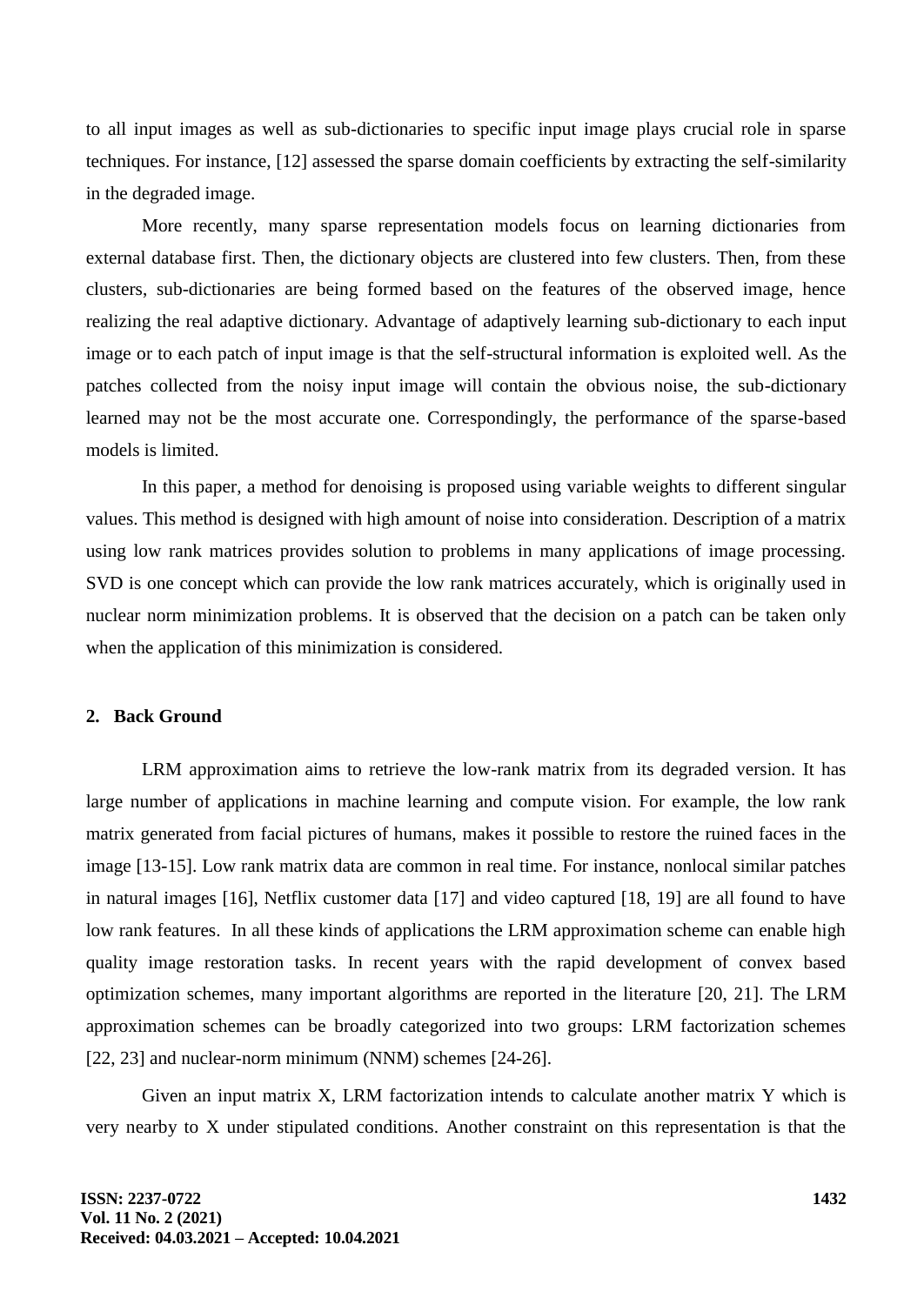to all input images as well as sub-dictionaries to specific input image plays crucial role in sparse techniques. For instance, [12] assessed the sparse domain coefficients by extracting the self-similarity in the degraded image.

More recently, many sparse representation models focus on learning dictionaries from external database first. Then, the dictionary objects are clustered into few clusters. Then, from these clusters, sub-dictionaries are being formed based on the features of the observed image, hence realizing the real adaptive dictionary. Advantage of adaptively learning sub-dictionary to each input image or to each patch of input image is that the self-structural information is exploited well. As the patches collected from the noisy input image will contain the obvious noise, the sub-dictionary learned may not be the most accurate one. Correspondingly, the performance of the sparse-based models is limited.

In this paper, a method for denoising is proposed using variable weights to different singular values. This method is designed with high amount of noise into consideration. Description of a matrix using low rank matrices provides solution to problems in many applications of image processing. SVD is one concept which can provide the low rank matrices accurately, which is originally used in nuclear norm minimization problems. It is observed that the decision on a patch can be taken only when the application of this minimization is considered.

## 2. Back Ground

LRM approximation aims to retrieve the low-rank matrix from its degraded version. It has large number of applications in machine learning and compute vision. For example, the low rank matrix generated from facial pictures of humans, makes it possible to restore the ruined faces in the image [13-15]. Low rank matrix data are common in real time. For instance, nonlocal similar patches in natural images [16], Netflix customer data [17] and video captured [18, 19] are all found to have low rank features. In all these kinds of applications the LRM approximation scheme can enable high quality image restoration tasks. In recent years with the rapid development of convex based optimization schemes, many important algorithms are reported in the literature [20, 21]. The LRM approximation schemes can be broadly categorized into two groups: LRM factorization schemes [22, 23] and nuclear-norm minimum (NNM) schemes [24-26].

Given an input matrix X, LRM factorization intends to calculate another matrix Y which is very nearby to X under stipulated conditions. Another constraint on this representation is that the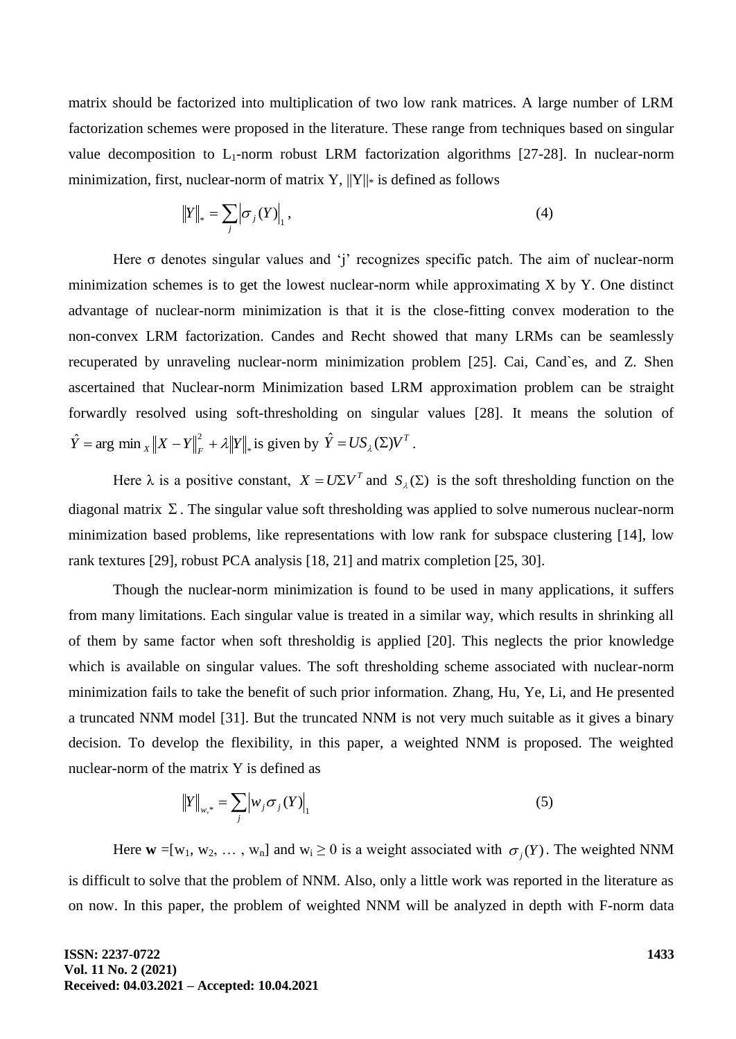matrix should be factorized into multiplication of two low rank matrices. A large number of LRM factorization schemes were proposed in the literature. These range from techniques based on singular value decomposition to $L_1$-norm robust LRM factorization algorithms [27-28]. In nuclear-norm minimization, first, nuclear-norm of matrix Y, $\|Y\|_*$ is defined as follows

$$\|Y\|_* = \sum_j \left|\sigma_j(Y)\right|_1 , \tag{4}$$

Here σ denotes singular values and 'j' recognizes specific patch. The aim of nuclear-norm minimization schemes is to get the lowest nuclear-norm while approximating X by Y. One distinct advantage of nuclear-norm minimization is that it is the close-fitting convex moderation to the non-convex LRM factorization. Candes and Recht showed that many LRMs can be seamlessly recuperated by unraveling nuclear-norm minimization problem [25]. Cai, Cand`es, and Z. Shen ascertained that Nuclear-norm Minimization based LRM approximation problem can be straight forwardly resolved using soft-thresholding on singular values [28]. It means the solution of $\hat{Y} = \arg\min_X \|X - Y\|_F^2 + \lambda\|Y\|_*$ is given by $\hat{Y} = US_\lambda(\Sigma)V^T$.

Here λ is a positive constant, $X = U\Sigma V^T$ and $S_\lambda(\Sigma)$ is the soft thresholding function on the diagonal matrix $\Sigma$. The singular value soft thresholding was applied to solve numerous nuclear-norm minimization based problems, like representations with low rank for subspace clustering [14], low rank textures [29], robust PCA analysis [18, 21] and matrix completion [25, 30].

Though the nuclear-norm minimization is found to be used in many applications, it suffers from many limitations. Each singular value is treated in a similar way, which results in shrinking all of them by same factor when soft thresholdig is applied [20]. This neglects the prior knowledge which is available on singular values. The soft thresholding scheme associated with nuclear-norm minimization fails to take the benefit of such prior information. Zhang, Hu, Ye, Li, and He presented a truncated NNM model [31]. But the truncated NNM is not very much suitable as it gives a binary decision. To develop the flexibility, in this paper, a weighted NNM is proposed. The weighted nuclear-norm of the matrix Y is defined as

$$\|Y\|_{w,*} = \sum_j \left|w_j \sigma_j(Y)\right|_1 \tag{5}$$

Here $\mathbf{w} = [w_1, w_2, \ldots, w_n]$ and $w_i \geq 0$ is a weight associated with $\sigma_j(Y)$. The weighted NNM is difficult to solve that the problem of NNM. Also, only a little work was reported in the literature as on now. In this paper, the problem of weighted NNM will be analyzed in depth with F-norm data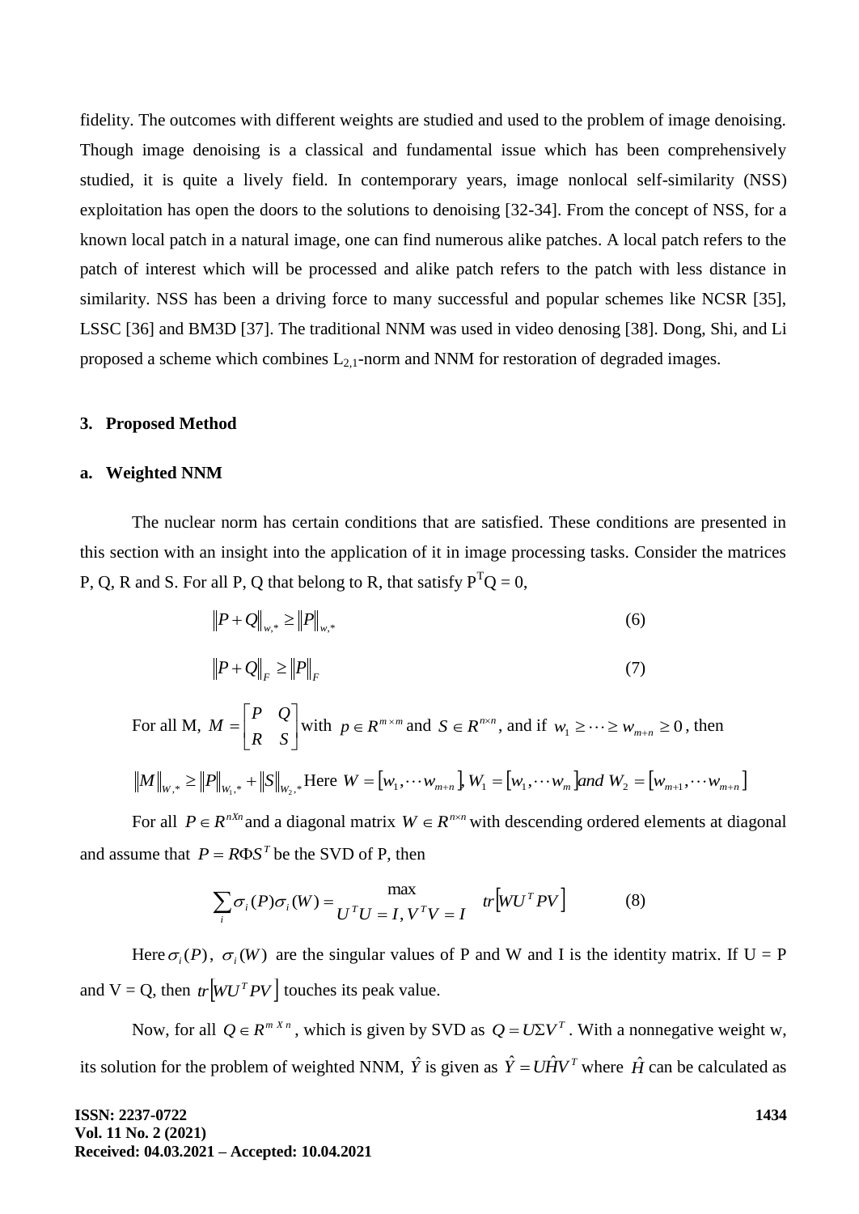fidelity. The outcomes with different weights are studied and used to the problem of image denoising. Though image denoising is a classical and fundamental issue which has been comprehensively studied, it is quite a lively field. In contemporary years, image nonlocal self-similarity (NSS) exploitation has open the doors to the solutions to denoising [32-34]. From the concept of NSS, for a known local patch in a natural image, one can find numerous alike patches. A local patch refers to the patch of interest which will be processed and alike patch refers to the patch with less distance in similarity. NSS has been a driving force to many successful and popular schemes like NCSR [35], LSSC [36] and BM3D [37]. The traditional NNM was used in video denosing [38]. Dong, Shi, and Li proposed a scheme which combines $L_{2,1}$-norm and NNM for restoration of degraded images.

## 3. Proposed Method

### a. Weighted NNM

The nuclear norm has certain conditions that are satisfied. These conditions are presented in this section with an insight into the application of it in image processing tasks. Consider the matrices P, Q, R and S. For all P, Q that belong to R, that satisfy $P^T Q = 0$,

$$\|P+Q\|_{w,*} \geq \|P\|_{w,*} \tag{6}$$

$$\|P+Q\|_{F} \geq \|P\|_{F} \tag{7}$$

For all M, $M = \begin{bmatrix} P & Q \\ R & S \end{bmatrix}$ with $p \in R^{m \times m}$ and $S \in R^{n \times n}$, and if $w_1 \geq \cdots \geq w_{m+n} \geq 0$, then

$\|M\|_{W,*} \geq \|P\|_{W_1,*} + \|S\|_{W_2,*}$ Here $W = [w_1, \cdots w_{m+n}]$, $W_1 = [w_1, \cdots w_m]$ and $W_2 = [w_{m+1}, \cdots w_{m+n}]$

For all $P \in R^{nXn}$ and a diagonal matrix $W \in R^{n \times n}$ with descending ordered elements at diagonal and assume that $P = R\Phi S^T$ be the SVD of P, then

$$\sum_i \sigma_i(P)\sigma_i(W) = \max_{U^T U = I, V^T V = I} tr\left[WU^T PV\right] \tag{8}$$

Here $\sigma_i(P)$, $\sigma_i(W)$ are the singular values of P and W and I is the identity matrix. If U = P and V = Q, then $tr\left[WU^T PV\right]$ touches its peak value.

Now, for all $Q \in R^{m \, X \, n}$, which is given by SVD as $Q = U\Sigma V^T$. With a nonnegative weight w, its solution for the problem of weighted NNM, $\hat{Y}$ is given as $\hat{Y} = U\hat{H}V^T$ where $\hat{H}$ can be calculated as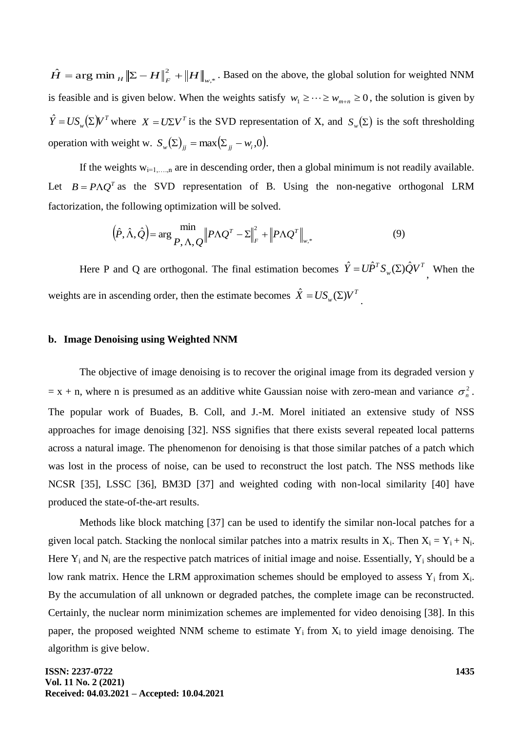$\hat{H} = \arg\min_H \|\Sigma - H\|_F^2 + \|H\|_{w,*}$. Based on the above, the global solution for weighted NNM is feasible and is given below. When the weights satisfy $w_1 \geq \cdots \geq w_{m+n} \geq 0$, the solution is given by $\hat{Y} = US_w(\Sigma)V^T$ where $X = U\Sigma V^T$ is the SVD representation of X, and $S_w(\Sigma)$ is the soft thresholding operation with weight w. $S_w(\Sigma)_{jj} = \max(\Sigma_{jj} - w_i, 0)$.

If the weights $w_{i=1,\ldots,n}$ are in descending order, then a global minimum is not readily available. Let $B = P\Lambda Q^T$ as the SVD representation of B. Using the non-negative orthogonal LRM factorization, the following optimization will be solved.

$$\left(\hat{P}, \hat{\Lambda}, \hat{Q}\right) = \arg \min_{P, \Lambda, Q} \left\|P\Lambda Q^T - \Sigma\right\|_F^2 + \left\|P\Lambda Q^T\right\|_{w,*} \tag{9}$$

Here P and Q are orthogonal. The final estimation becomes $\hat{Y} = U\hat{P}^T S_w(\Sigma)\hat{Q}V^T$, When the weights are in ascending order, then the estimate becomes $\hat{X} = US_w(\Sigma)V^T$.

### b. Image Denoising using Weighted NNM

The objective of image denoising is to recover the original image from its degraded version y = x + n, where n is presumed as an additive white Gaussian noise with zero-mean and variance $\sigma_n^2$. The popular work of Buades, B. Coll, and J.-M. Morel initiated an extensive study of NSS approaches for image denoising [32]. NSS signifies that there exists several repeated local patterns across a natural image. The phenomenon for denoising is that those similar patches of a patch which was lost in the process of noise, can be used to reconstruct the lost patch. The NSS methods like NCSR [35], LSSC [36], BM3D [37] and weighted coding with non-local similarity [40] have produced the state-of-the-art results.

Methods like block matching [37] can be used to identify the similar non-local patches for a given local patch. Stacking the nonlocal similar patches into a matrix results in $X_i$. Then $X_i = Y_i + N_i$. Here $Y_i$ and $N_i$ are the respective patch matrices of initial image and noise. Essentially, $Y_i$ should be a low rank matrix. Hence the LRM approximation schemes should be employed to assess $Y_i$ from $X_i$. By the accumulation of all unknown or degraded patches, the complete image can be reconstructed. Certainly, the nuclear norm minimization schemes are implemented for video denoising [38]. In this paper, the proposed weighted NNM scheme to estimate $Y_i$ from $X_i$ to yield image denoising. The algorithm is give below.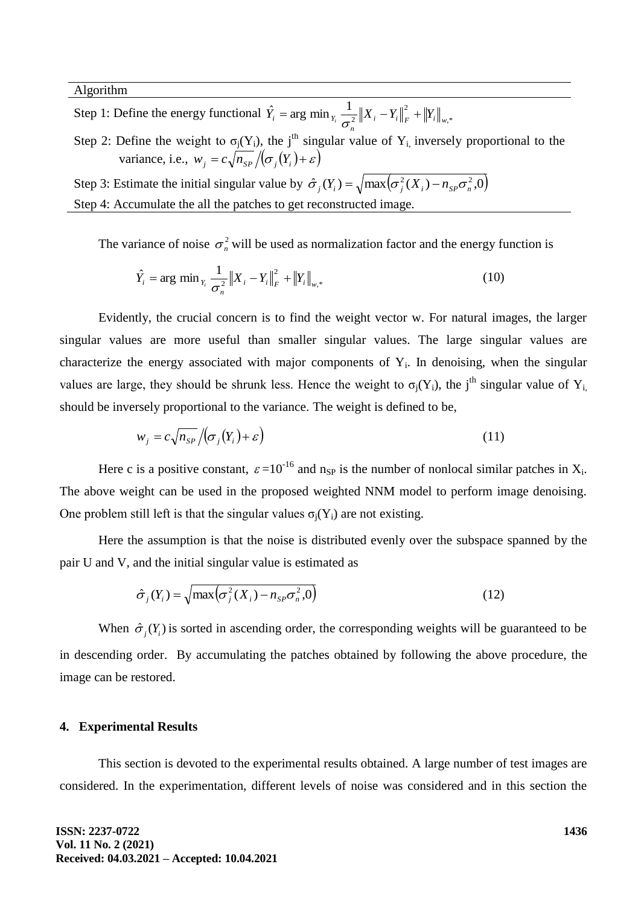| Algorithm |
|---|
| Step 1: Define the energy functional $\hat{Y}_i = \arg\min_{Y_i} \frac{1}{\sigma_n^2}\left\|X_i - Y_i\right\|_F^2 + \left\|Y_i\right\|_{w,*}$ |
| Step 2: Define the weight to $\sigma_j(Y_i)$, the $j^{th}$ singular value of $Y_i$, inversely proportional to the variance, i.e., $w_j = c\sqrt{n_{SP}} / \left(\sigma_j(Y_i) + \varepsilon\right)$ |
| Step 3: Estimate the initial singular value by $\hat{\sigma}_j(Y_i) = \sqrt{\max\left(\sigma_j^2(X_i) - n_{SP}\sigma_n^2, 0\right)}$ |
| Step 4: Accumulate the all the patches to get reconstructed image. |

The variance of noise $\sigma_n^2$ will be used as normalization factor and the energy function is

$$\hat{Y}_i = \arg\min_{Y_i} \frac{1}{\sigma_n^2}\left\|X_i - Y_i\right\|_F^2 + \left\|Y_i\right\|_{w,*} \tag{10}$$

Evidently, the crucial concern is to find the weight vector w. For natural images, the larger singular values are more useful than smaller singular values. The large singular values are characterize the energy associated with major components of $Y_i$. In denoising, when the singular values are large, they should be shrunk less. Hence the weight to $\sigma_j(Y_i)$, the $j^{th}$ singular value of $Y_i$, should be inversely proportional to the variance. The weight is defined to be,

$$w_j = c\sqrt{n_{SP}} / \left(\sigma_j(Y_i) + \varepsilon\right) \tag{11}$$

Here c is a positive constant, $\varepsilon = 10^{-16}$ and $n_{SP}$ is the number of nonlocal similar patches in $X_i$. The above weight can be used in the proposed weighted NNM model to perform image denoising. One problem still left is that the singular values $\sigma_j(Y_i)$ are not existing.

Here the assumption is that the noise is distributed evenly over the subspace spanned by the pair U and V, and the initial singular value is estimated as

$$\hat{\sigma}_j(Y_i) = \sqrt{\max\left(\sigma_j^2(X_i) - n_{SP}\sigma_n^2, 0\right)} \tag{12}$$

When $\hat{\sigma}_j(Y_i)$ is sorted in ascending order, the corresponding weights will be guaranteed to be in descending order. By accumulating the patches obtained by following the above procedure, the image can be restored.

## 4. Experimental Results

This section is devoted to the experimental results obtained. A large number of test images are considered. In the experimentation, different levels of noise was considered and in this section the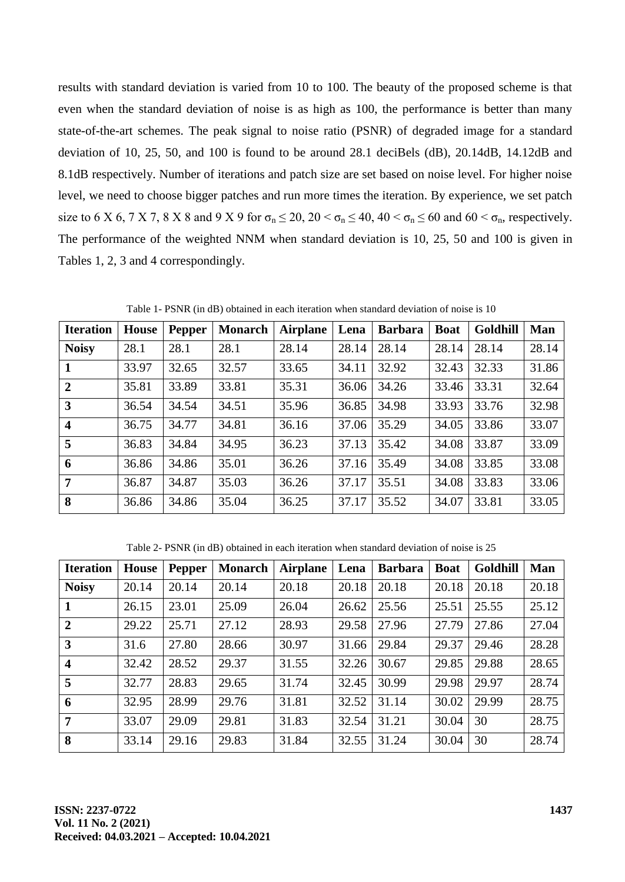results with standard deviation is varied from 10 to 100. The beauty of the proposed scheme is that even when the standard deviation of noise is as high as 100, the performance is better than many state-of-the-art schemes. The peak signal to noise ratio (PSNR) of degraded image for a standard deviation of 10, 25, 50, and 100 is found to be around 28.1 deciBels (dB), 20.14dB, 14.12dB and 8.1dB respectively. Number of iterations and patch size are set based on noise level. For higher noise level, we need to choose bigger patches and run more times the iteration. By experience, we set patch size to 6 X 6, 7 X 7, 8 X 8 and 9 X 9 for $\sigma_n \leq 20$, $20 < \sigma_n \leq 40$, $40 < \sigma_n \leq 60$ and $60 < \sigma_n$, respectively. The performance of the weighted NNM when standard deviation is 10, 25, 50 and 100 is given in Tables 1, 2, 3 and 4 correspondingly.

Table 1- PSNR (in dB) obtained in each iteration when standard deviation of noise is 10

| Iteration | House | Pepper | Monarch | Airplane | Lena | Barbara | Boat | Goldhill | Man |
|---|---|---|---|---|---|---|---|---|---|
| **Noisy** | 28.1 | 28.1 | 28.1 | 28.14 | 28.14 | 28.14 | 28.14 | 28.14 | 28.14 |
| **1** | 33.97 | 32.65 | 32.57 | 33.65 | 34.11 | 32.92 | 32.43 | 32.33 | 31.86 |
| **2** | 35.81 | 33.89 | 33.81 | 35.31 | 36.06 | 34.26 | 33.46 | 33.31 | 32.64 |
| **3** | 36.54 | 34.54 | 34.51 | 35.96 | 36.85 | 34.98 | 33.93 | 33.76 | 32.98 |
| **4** | 36.75 | 34.77 | 34.81 | 36.16 | 37.06 | 35.29 | 34.05 | 33.86 | 33.07 |
| **5** | 36.83 | 34.84 | 34.95 | 36.23 | 37.13 | 35.42 | 34.08 | 33.87 | 33.09 |
| **6** | 36.86 | 34.86 | 35.01 | 36.26 | 37.16 | 35.49 | 34.08 | 33.85 | 33.08 |
| **7** | 36.87 | 34.87 | 35.03 | 36.26 | 37.17 | 35.51 | 34.08 | 33.83 | 33.06 |
| **8** | 36.86 | 34.86 | 35.04 | 36.25 | 37.17 | 35.52 | 34.07 | 33.81 | 33.05 |

Table 2- PSNR (in dB) obtained in each iteration when standard deviation of noise is 25

| Iteration | House | Pepper | Monarch | Airplane | Lena | Barbara | Boat | Goldhill | Man |
|---|---|---|---|---|---|---|---|---|---|
| **Noisy** | 20.14 | 20.14 | 20.14 | 20.18 | 20.18 | 20.18 | 20.18 | 20.18 | 20.18 |
| **1** | 26.15 | 23.01 | 25.09 | 26.04 | 26.62 | 25.56 | 25.51 | 25.55 | 25.12 |
| **2** | 29.22 | 25.71 | 27.12 | 28.93 | 29.58 | 27.96 | 27.79 | 27.86 | 27.04 |
| **3** | 31.6 | 27.80 | 28.66 | 30.97 | 31.66 | 29.84 | 29.37 | 29.46 | 28.28 |
| **4** | 32.42 | 28.52 | 29.37 | 31.55 | 32.26 | 30.67 | 29.85 | 29.88 | 28.65 |
| **5** | 32.77 | 28.83 | 29.65 | 31.74 | 32.45 | 30.99 | 29.98 | 29.97 | 28.74 |
| **6** | 32.95 | 28.99 | 29.76 | 31.81 | 32.52 | 31.14 | 30.02 | 29.99 | 28.75 |
| **7** | 33.07 | 29.09 | 29.81 | 31.83 | 32.54 | 31.21 | 30.04 | 30 | 28.75 |
| **8** | 33.14 | 29.16 | 29.83 | 31.84 | 32.55 | 31.24 | 30.04 | 30 | 28.74 |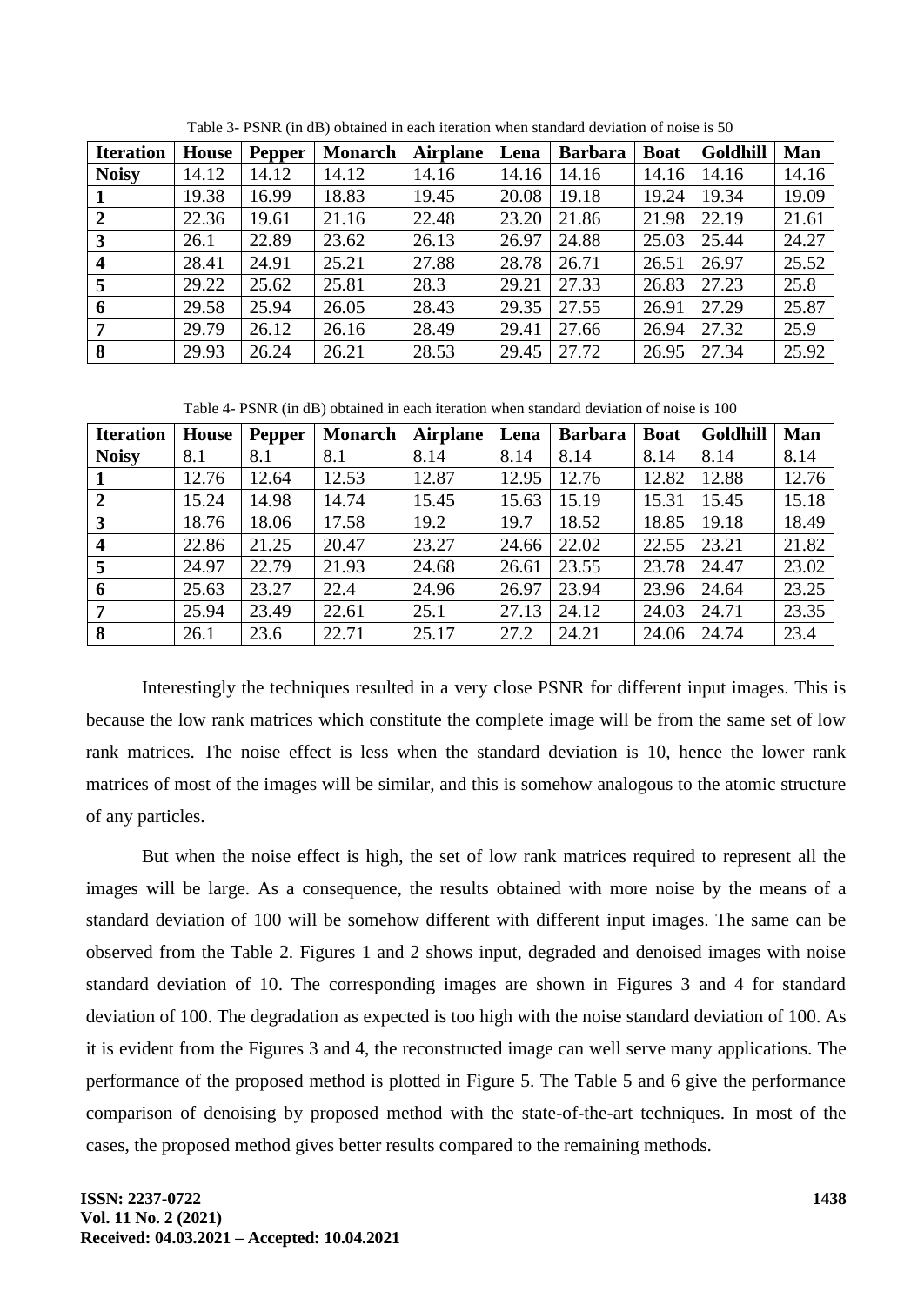Table 3- PSNR (in dB) obtained in each iteration when standard deviation of noise is 50

| Iteration | House | Pepper | Monarch | Airplane | Lena | Barbara | Boat | Goldhill | Man |
|---|---|---|---|---|---|---|---|---|---|
| **Noisy** | 14.12 | 14.12 | 14.12 | 14.16 | 14.16 | 14.16 | 14.16 | 14.16 | 14.16 |
| **1** | 19.38 | 16.99 | 18.83 | 19.45 | 20.08 | 19.18 | 19.24 | 19.34 | 19.09 |
| **2** | 22.36 | 19.61 | 21.16 | 22.48 | 23.20 | 21.86 | 21.98 | 22.19 | 21.61 |
| **3** | 26.1 | 22.89 | 23.62 | 26.13 | 26.97 | 24.88 | 25.03 | 25.44 | 24.27 |
| **4** | 28.41 | 24.91 | 25.21 | 27.88 | 28.78 | 26.71 | 26.51 | 26.97 | 25.52 |
| **5** | 29.22 | 25.62 | 25.81 | 28.3 | 29.21 | 27.33 | 26.83 | 27.23 | 25.8 |
| **6** | 29.58 | 25.94 | 26.05 | 28.43 | 29.35 | 27.55 | 26.91 | 27.29 | 25.87 |
| **7** | 29.79 | 26.12 | 26.16 | 28.49 | 29.41 | 27.66 | 26.94 | 27.32 | 25.9 |
| **8** | 29.93 | 26.24 | 26.21 | 28.53 | 29.45 | 27.72 | 26.95 | 27.34 | 25.92 |

Table 4- PSNR (in dB) obtained in each iteration when standard deviation of noise is 100

| Iteration | House | Pepper | Monarch | Airplane | Lena | Barbara | Boat | Goldhill | Man |
|---|---|---|---|---|---|---|---|---|---|
| **Noisy** | 8.1 | 8.1 | 8.1 | 8.14 | 8.14 | 8.14 | 8.14 | 8.14 | 8.14 |
| **1** | 12.76 | 12.64 | 12.53 | 12.87 | 12.95 | 12.76 | 12.82 | 12.88 | 12.76 |
| **2** | 15.24 | 14.98 | 14.74 | 15.45 | 15.63 | 15.19 | 15.31 | 15.45 | 15.18 |
| **3** | 18.76 | 18.06 | 17.58 | 19.2 | 19.7 | 18.52 | 18.85 | 19.18 | 18.49 |
| **4** | 22.86 | 21.25 | 20.47 | 23.27 | 24.66 | 22.02 | 22.55 | 23.21 | 21.82 |
| **5** | 24.97 | 22.79 | 21.93 | 24.68 | 26.61 | 23.55 | 23.78 | 24.47 | 23.02 |
| **6** | 25.63 | 23.27 | 22.4 | 24.96 | 26.97 | 23.94 | 23.96 | 24.64 | 23.25 |
| **7** | 25.94 | 23.49 | 22.61 | 25.1 | 27.13 | 24.12 | 24.03 | 24.71 | 23.35 |
| **8** | 26.1 | 23.6 | 22.71 | 25.17 | 27.2 | 24.21 | 24.06 | 24.74 | 23.4 |

Interestingly the techniques resulted in a very close PSNR for different input images. This is because the low rank matrices which constitute the complete image will be from the same set of low rank matrices. The noise effect is less when the standard deviation is 10, hence the lower rank matrices of most of the images will be similar, and this is somehow analogous to the atomic structure of any particles.

But when the noise effect is high, the set of low rank matrices required to represent all the images will be large. As a consequence, the results obtained with more noise by the means of a standard deviation of 100 will be somehow different with different input images. The same can be observed from the Table 2. Figures 1 and 2 shows input, degraded and denoised images with noise standard deviation of 10. The corresponding images are shown in Figures 3 and 4 for standard deviation of 100. The degradation as expected is too high with the noise standard deviation of 100. As it is evident from the Figures 3 and 4, the reconstructed image can well serve many applications. The performance of the proposed method is plotted in Figure 5. The Table 5 and 6 give the performance comparison of denoising by proposed method with the state-of-the-art techniques. In most of the cases, the proposed method gives better results compared to the remaining methods.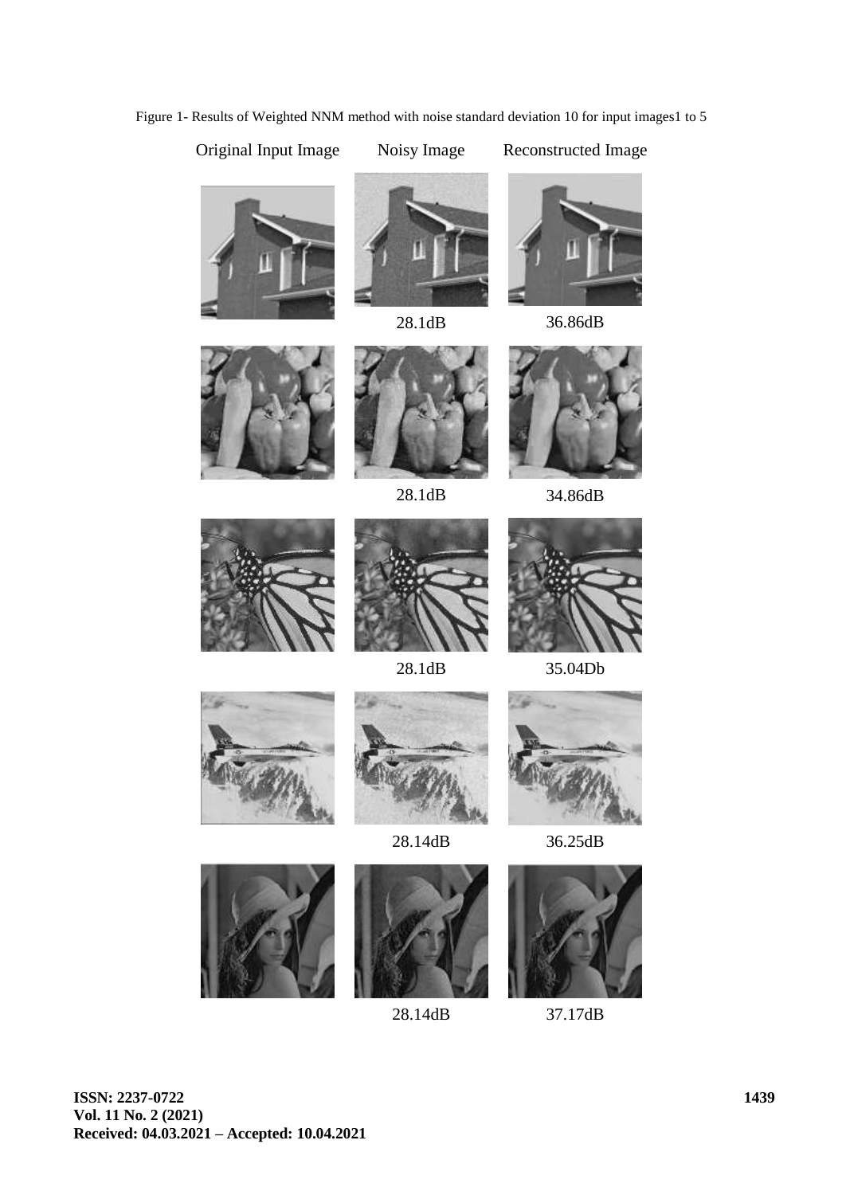Figure 1- Results of Weighted NNM method with noise standard deviation 10 for input images1 to 5

| Original Input Image | Noisy Image | Reconstructed Image |
| --- | --- | --- |
| | 28.1dB | 36.86dB |
| | 28.1dB | 34.86dB |
| | 28.1dB | 35.04Db |
| | 28.14dB | 36.25dB |
| | 28.14dB | 37.17dB |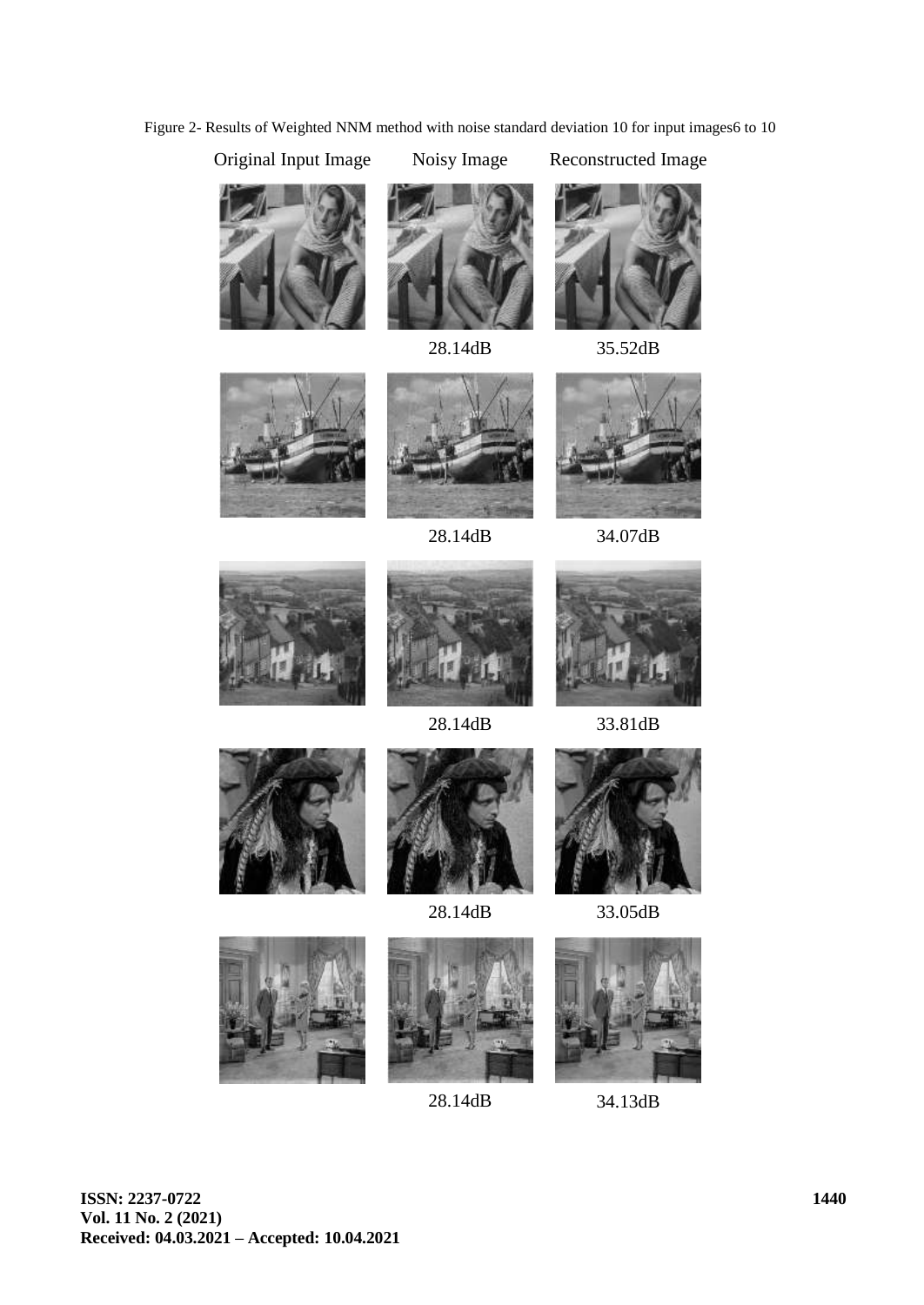Figure 2- Results of Weighted NNM method with noise standard deviation 10 for input images6 to 10

| Original Input Image | Noisy Image | Reconstructed Image |
|---|---|---|
| | 28.14dB | 35.52dB |
| | 28.14dB | 34.07dB |
| | 28.14dB | 33.81dB |
| | 28.14dB | 33.05dB |
| | 28.14dB | 34.13dB |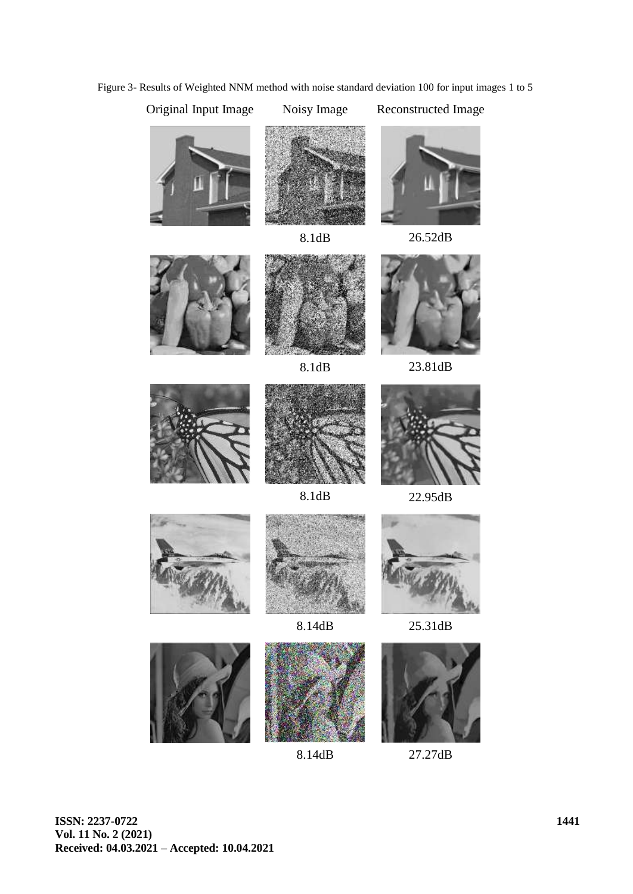Figure 3- Results of Weighted NNM method with noise standard deviation 100 for input images 1 to 5

| Original Input Image | Noisy Image | Reconstructed Image |
| --- | --- | --- |
| | 8.1dB | 26.52dB |
| | 8.1dB | 23.81dB |
| | 8.1dB | 22.95dB |
| | 8.14dB | 25.31dB |
| | 8.14dB | 27.27dB |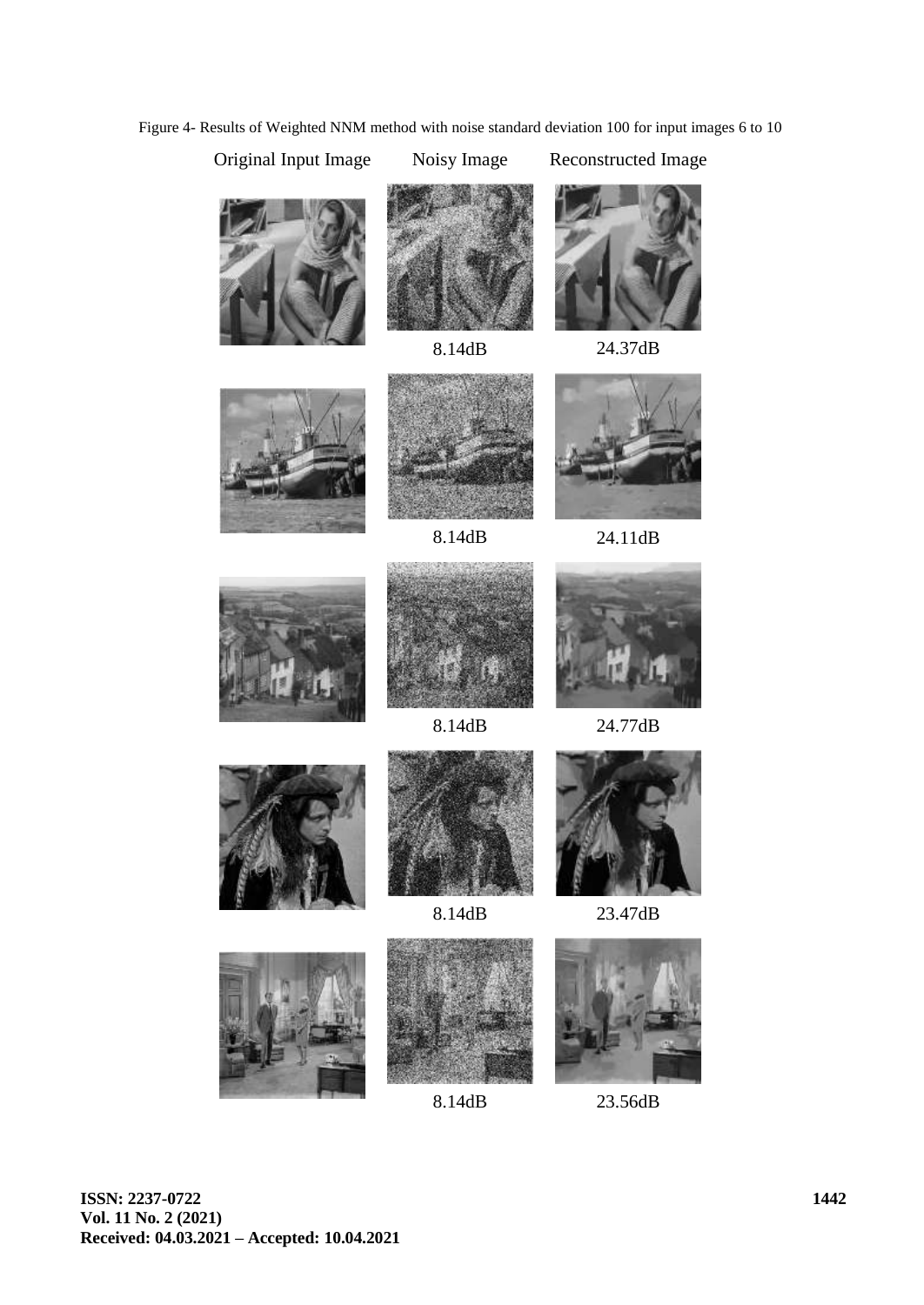Figure 4- Results of Weighted NNM method with noise standard deviation 100 for input images 6 to 10

| Original Input Image | Noisy Image | Reconstructed Image |
| --- | --- | --- |
| | 8.14dB | 24.37dB |
| | 8.14dB | 24.11dB |
| | 8.14dB | 24.77dB |
| | 8.14dB | 23.47dB |
| | 8.14dB | 23.56dB |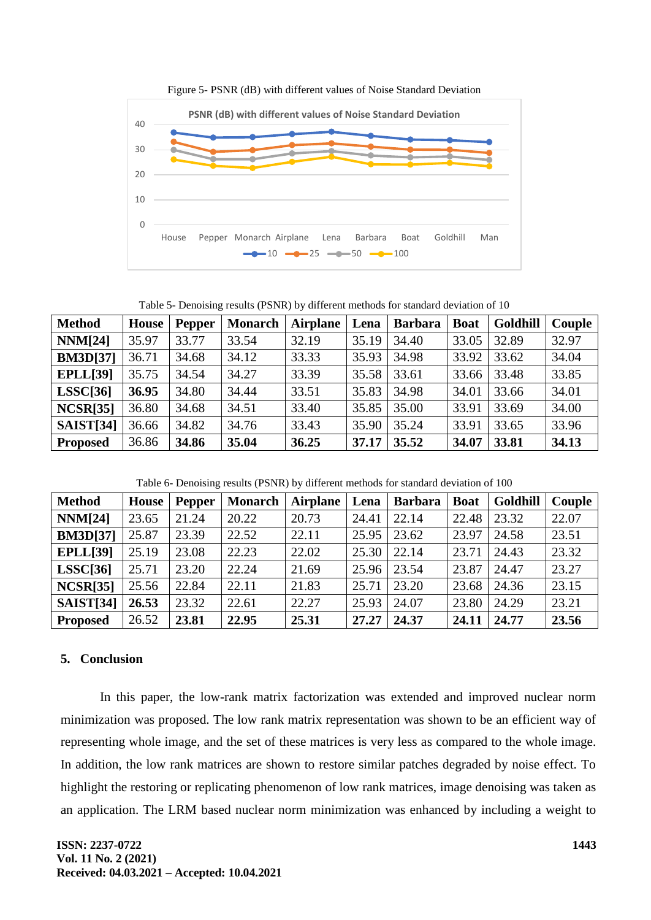Figure 5- PSNR (dB) with different values of Noise Standard Deviation

Table 5- Denoising results (PSNR) by different methods for standard deviation of 10

| Method | House | Pepper | Monarch | Airplane | Lena | Barbara | Boat | Goldhill | Couple |
|---|---|---|---|---|---|---|---|---|---|
| **NNM[24]** | 35.97 | 33.77 | 33.54 | 32.19 | 35.19 | 34.40 | 33.05 | 32.89 | 32.97 |
| **BM3D[37]** | 36.71 | 34.68 | 34.12 | 33.33 | 35.93 | 34.98 | 33.92 | 33.62 | 34.04 |
| **EPLL[39]** | 35.75 | 34.54 | 34.27 | 33.39 | 35.58 | 33.61 | 33.66 | 33.48 | 33.85 |
| **LSSC[36]** | **36.95** | 34.80 | 34.44 | 33.51 | 35.83 | 34.98 | 34.01 | 33.66 | 34.01 |
| **NCSR[35]** | 36.80 | 34.68 | 34.51 | 33.40 | 35.85 | 35.00 | 33.91 | 33.69 | 34.00 |
| **SAIST[34]** | 36.66 | 34.82 | 34.76 | 33.43 | 35.90 | 35.24 | 33.91 | 33.65 | 33.96 |
| **Proposed** | 36.86 | **34.86** | **35.04** | **36.25** | **37.17** | **35.52** | **34.07** | **33.81** | **34.13** |

Table 6- Denoising results (PSNR) by different methods for standard deviation of 100

| Method | House | Pepper | Monarch | Airplane | Lena | Barbara | Boat | Goldhill | Couple |
|---|---|---|---|---|---|---|---|---|---|
| **NNM[24]** | 23.65 | 21.24 | 20.22 | 20.73 | 24.41 | 22.14 | 22.48 | 23.32 | 22.07 |
| **BM3D[37]** | 25.87 | 23.39 | 22.52 | 22.11 | 25.95 | 23.62 | 23.97 | 24.58 | 23.51 |
| **EPLL[39]** | 25.19 | 23.08 | 22.23 | 22.02 | 25.30 | 22.14 | 23.71 | 24.43 | 23.32 |
| **LSSC[36]** | 25.71 | 23.20 | 22.24 | 21.69 | 25.96 | 23.54 | 23.87 | 24.47 | 23.27 |
| **NCSR[35]** | 25.56 | 22.84 | 22.11 | 21.83 | 25.71 | 23.20 | 23.68 | 24.36 | 23.15 |
| **SAIST[34]** | **26.53** | 23.32 | 22.61 | 22.27 | 25.93 | 24.07 | 23.80 | 24.29 | 23.21 |
| **Proposed** | 26.52 | **23.81** | **22.95** | **25.31** | **27.27** | **24.37** | **24.11** | **24.77** | **23.56** |

## 5. Conclusion

In this paper, the low-rank matrix factorization was extended and improved nuclear norm minimization was proposed. The low rank matrix representation was shown to be an efficient way of representing whole image, and the set of these matrices is very less as compared to the whole image. In addition, the low rank matrices are shown to restore similar patches degraded by noise effect. To highlight the restoring or replicating phenomenon of low rank matrices, image denoising was taken as an application. The LRM based nuclear norm minimization was enhanced by including a weight to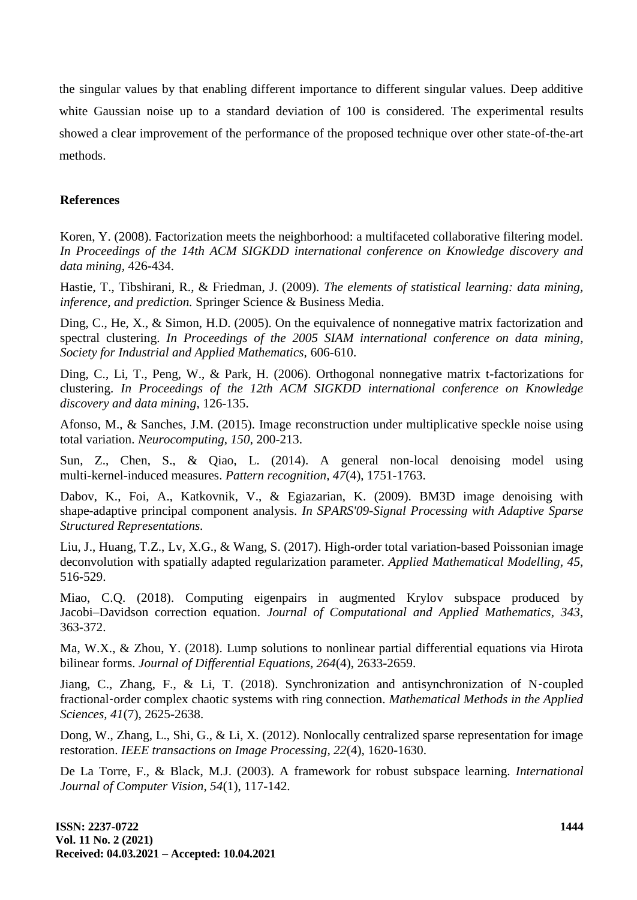the singular values by that enabling different importance to different singular values. Deep additive white Gaussian noise up to a standard deviation of 100 is considered. The experimental results showed a clear improvement of the performance of the proposed technique over other state-of-the-art methods.

## References

Koren, Y. (2008). Factorization meets the neighborhood: a multifaceted collaborative filtering model. *In Proceedings of the 14th ACM SIGKDD international conference on Knowledge discovery and data mining*, 426-434.

Hastie, T., Tibshirani, R., & Friedman, J. (2009). *The elements of statistical learning: data mining, inference, and prediction.* Springer Science & Business Media.

Ding, C., He, X., & Simon, H.D. (2005). On the equivalence of nonnegative matrix factorization and spectral clustering. *In Proceedings of the 2005 SIAM international conference on data mining, Society for Industrial and Applied Mathematics*, 606-610.

Ding, C., Li, T., Peng, W., & Park, H. (2006). Orthogonal nonnegative matrix t-factorizations for clustering. *In Proceedings of the 12th ACM SIGKDD international conference on Knowledge discovery and data mining*, 126-135.

Afonso, M., & Sanches, J.M. (2015). Image reconstruction under multiplicative speckle noise using total variation. *Neurocomputing, 150,* 200-213.

Sun, Z., Chen, S., & Qiao, L. (2014). A general non-local denoising model using multi-kernel-induced measures. *Pattern recognition, 47*(4), 1751-1763.

Dabov, K., Foi, A., Katkovnik, V., & Egiazarian, K. (2009). BM3D image denoising with shape-adaptive principal component analysis. *In SPARS'09-Signal Processing with Adaptive Sparse Structured Representations.*

Liu, J., Huang, T.Z., Lv, X.G., & Wang, S. (2017). High-order total variation-based Poissonian image deconvolution with spatially adapted regularization parameter. *Applied Mathematical Modelling, 45,* 516-529.

Miao, C.Q. (2018). Computing eigenpairs in augmented Krylov subspace produced by Jacobi–Davidson correction equation. *Journal of Computational and Applied Mathematics, 343,* 363-372.

Ma, W.X., & Zhou, Y. (2018). Lump solutions to nonlinear partial differential equations via Hirota bilinear forms. *Journal of Differential Equations, 264*(4), 2633-2659.

Jiang, C., Zhang, F., & Li, T. (2018). Synchronization and antisynchronization of N‐coupled fractional‐order complex chaotic systems with ring connection. *Mathematical Methods in the Applied Sciences, 41*(7), 2625-2638.

Dong, W., Zhang, L., Shi, G., & Li, X. (2012). Nonlocally centralized sparse representation for image restoration. *IEEE transactions on Image Processing, 22*(4), 1620-1630.

De La Torre, F., & Black, M.J. (2003). A framework for robust subspace learning. *International Journal of Computer Vision, 54*(1), 117-142.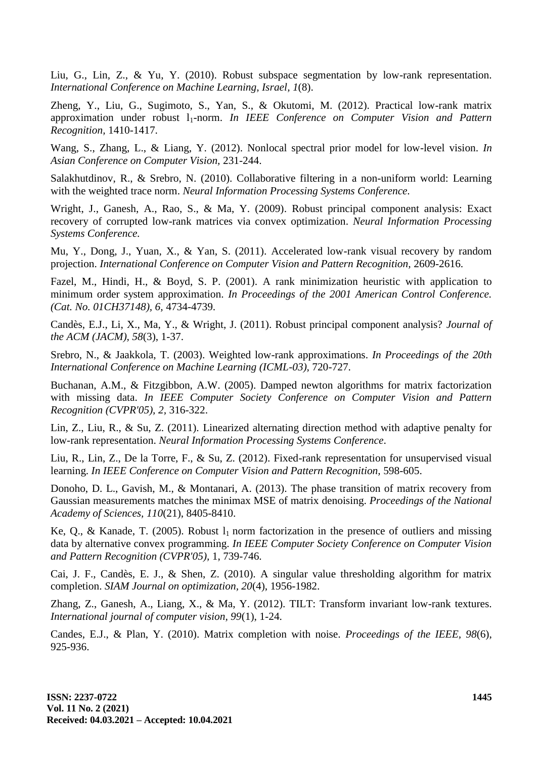Liu, G., Lin, Z., & Yu, Y. (2010). Robust subspace segmentation by low-rank representation. *International Conference on Machine Learning, Israel*, *1*(8).

Zheng, Y., Liu, G., Sugimoto, S., Yan, S., & Okutomi, M. (2012). Practical low-rank matrix approximation under robust $l_1$-norm. *In IEEE Conference on Computer Vision and Pattern Recognition*, 1410-1417.

Wang, S., Zhang, L., & Liang, Y. (2012). Nonlocal spectral prior model for low-level vision. *In Asian Conference on Computer Vision*, 231-244.

Salakhutdinov, R., & Srebro, N. (2010). Collaborative filtering in a non-uniform world: Learning with the weighted trace norm. *Neural Information Processing Systems Conference*.

Wright, J., Ganesh, A., Rao, S., & Ma, Y. (2009). Robust principal component analysis: Exact recovery of corrupted low-rank matrices via convex optimization. *Neural Information Processing Systems Conference.*

Mu, Y., Dong, J., Yuan, X., & Yan, S. (2011). Accelerated low-rank visual recovery by random projection. *International Conference on Computer Vision and Pattern Recognition*, 2609-2616.

Fazel, M., Hindi, H., & Boyd, S. P. (2001). A rank minimization heuristic with application to minimum order system approximation. *In Proceedings of the 2001 American Control Conference. (Cat. No. 01CH37148)*, *6*, 4734-4739.

Candès, E.J., Li, X., Ma, Y., & Wright, J. (2011). Robust principal component analysis? *Journal of the ACM (JACM)*, *58*(3), 1-37.

Srebro, N., & Jaakkola, T. (2003). Weighted low-rank approximations. *In Proceedings of the 20th International Conference on Machine Learning (ICML-03)*, 720-727.

Buchanan, A.M., & Fitzgibbon, A.W. (2005). Damped newton algorithms for matrix factorization with missing data. *In IEEE Computer Society Conference on Computer Vision and Pattern Recognition (CVPR'05)*, *2*, 316-322.

Lin, Z., Liu, R., & Su, Z. (2011). Linearized alternating direction method with adaptive penalty for low-rank representation. *Neural Information Processing Systems Conference*.

Liu, R., Lin, Z., De la Torre, F., & Su, Z. (2012). Fixed-rank representation for unsupervised visual learning. *In IEEE Conference on Computer Vision and Pattern Recognition*, 598-605.

Donoho, D. L., Gavish, M., & Montanari, A. (2013). The phase transition of matrix recovery from Gaussian measurements matches the minimax MSE of matrix denoising. *Proceedings of the National Academy of Sciences*, *110*(21), 8405-8410.

Ke, Q., & Kanade, T. (2005). Robust $l_1$ norm factorization in the presence of outliers and missing data by alternative convex programming. *In IEEE Computer Society Conference on Computer Vision and Pattern Recognition (CVPR'05)*, 1, 739-746.

Cai, J. F., Candès, E. J., & Shen, Z. (2010). A singular value thresholding algorithm for matrix completion. *SIAM Journal on optimization*, *20*(4), 1956-1982.

Zhang, Z., Ganesh, A., Liang, X., & Ma, Y. (2012). TILT: Transform invariant low-rank textures. *International journal of computer vision*, *99*(1), 1-24.

Candes, E.J., & Plan, Y. (2010). Matrix completion with noise. *Proceedings of the IEEE*, *98*(6), 925-936.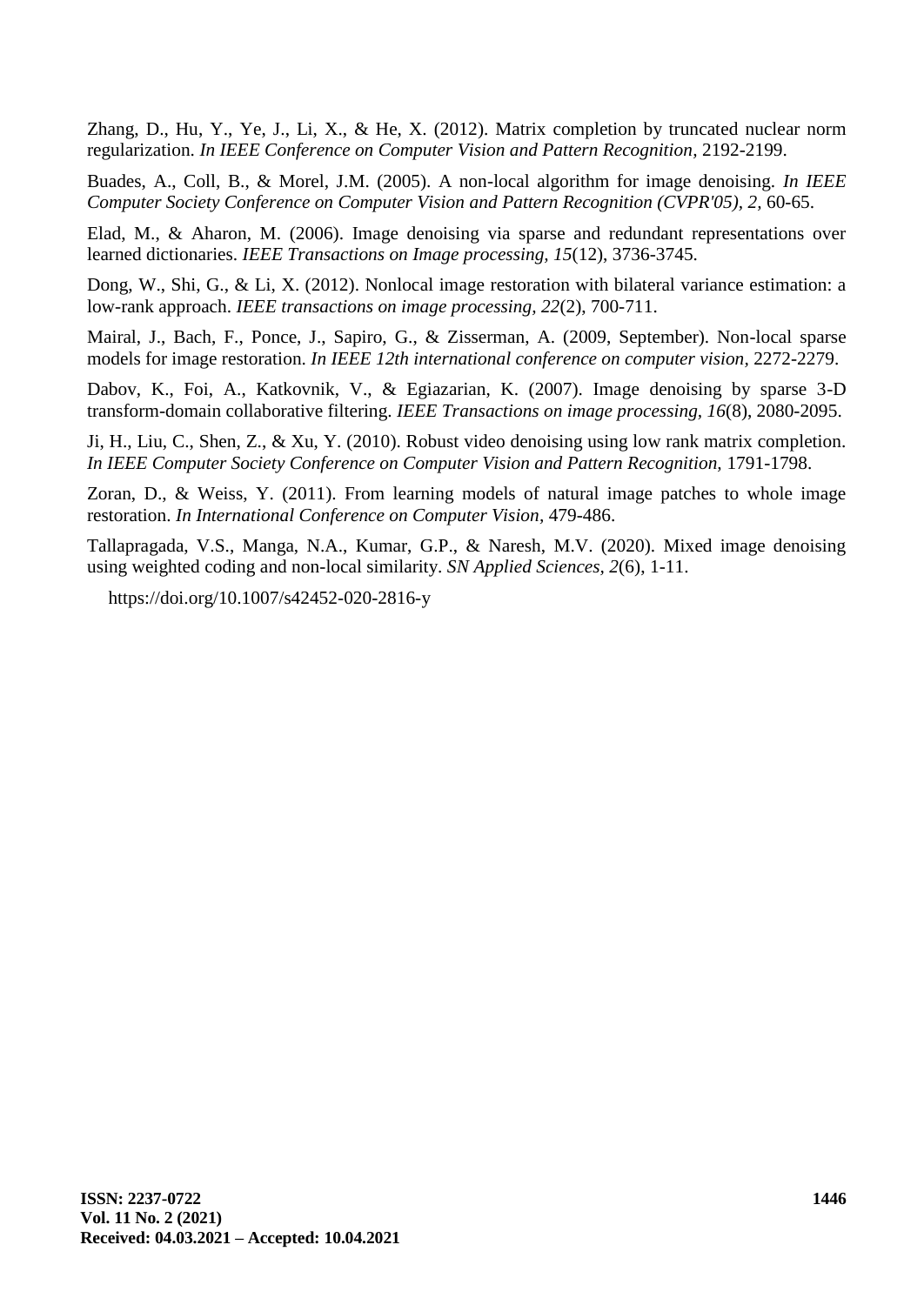Zhang, D., Hu, Y., Ye, J., Li, X., & He, X. (2012). Matrix completion by truncated nuclear norm regularization. *In IEEE Conference on Computer Vision and Pattern Recognition*, 2192-2199.

Buades, A., Coll, B., & Morel, J.M. (2005). A non-local algorithm for image denoising. *In IEEE Computer Society Conference on Computer Vision and Pattern Recognition (CVPR'05), 2*, 60-65.

Elad, M., & Aharon, M. (2006). Image denoising via sparse and redundant representations over learned dictionaries. *IEEE Transactions on Image processing, 15*(12), 3736-3745.

Dong, W., Shi, G., & Li, X. (2012). Nonlocal image restoration with bilateral variance estimation: a low-rank approach. *IEEE transactions on image processing, 22*(2), 700-711.

Mairal, J., Bach, F., Ponce, J., Sapiro, G., & Zisserman, A. (2009, September). Non-local sparse models for image restoration. *In IEEE 12th international conference on computer vision*, 2272-2279.

Dabov, K., Foi, A., Katkovnik, V., & Egiazarian, K. (2007). Image denoising by sparse 3-D transform-domain collaborative filtering. *IEEE Transactions on image processing, 16*(8), 2080-2095.

Ji, H., Liu, C., Shen, Z., & Xu, Y. (2010). Robust video denoising using low rank matrix completion. *In IEEE Computer Society Conference on Computer Vision and Pattern Recognition*, 1791-1798.

Zoran, D., & Weiss, Y. (2011). From learning models of natural image patches to whole image restoration. *In International Conference on Computer Vision*, 479-486.

Tallapragada, V.S., Manga, N.A., Kumar, G.P., & Naresh, M.V. (2020). Mixed image denoising using weighted coding and non-local similarity. *SN Applied Sciences, 2*(6), 1-11.

https://doi.org/10.1007/s42452-020-2816-y